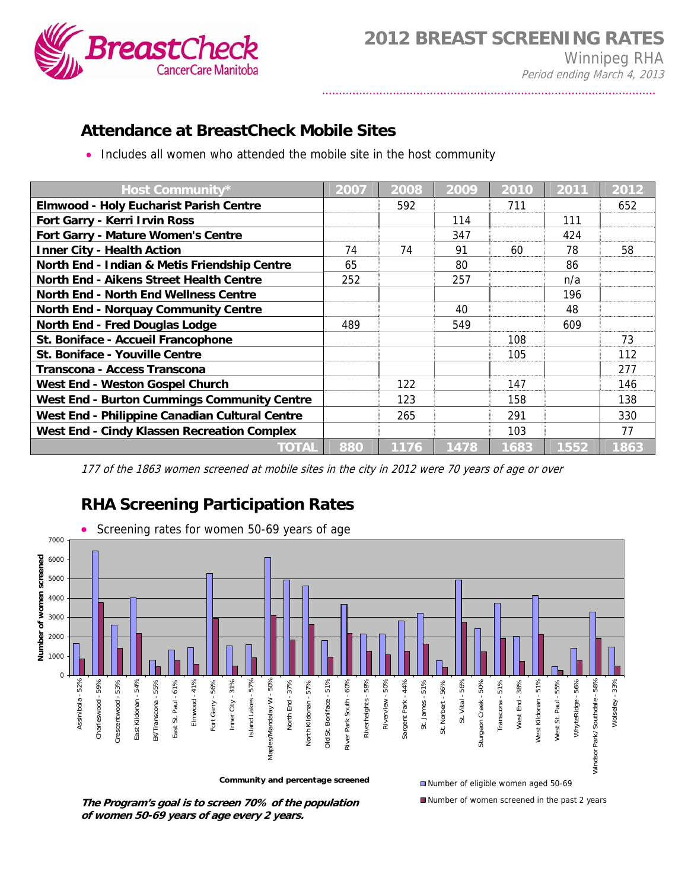# 2012 BREAST SCREENING RATES

Winnipeg RHA

*Period ending March 4, 2013*

## Attendance at BreastCheck Mobile Sites

- Includes all women who attended the mobile site in the host community

| Host Community* | 2007 | 2008 | 2009 | 2010 | 2011 | 2012 |
|---|---|---|---|---|---|---|
| **Elmwood - Holy Eucharist Parish Centre** | | 592 | | 711 | | 652 |
| **Fort Garry - Kerri Irvin Ross** | | | 114 | | 111 | |
| **Fort Garry - Mature Women's Centre** | | | 347 | | 424 | |
| **Inner City - Health Action** | 74 | 74 | 91 | 60 | 78 | 58 |
| **North End - Indian & Metis Friendship Centre** | 65 | | 80 | | 86 | |
| **North End - Aikens Street Health Centre** | 252 | | 257 | | n/a | |
| **North End - North End Wellness Centre** | | | | | 196 | |
| **North End - Norquay Community Centre** | | | 40 | | 48 | |
| **North End - Fred Douglas Lodge** | 489 | | 549 | | 609 | |
| **St. Boniface - Accueil Francophone** | | | | 108 | | 73 |
| **St. Boniface - Youville Centre** | | | | 105 | | 112 |
| **Transcona - Access Transcona** | | | | | | 277 |
| **West End - Weston Gospel Church** | | 122 | | 147 | | 146 |
| **West End - Burton Cummings Community Centre** | | 123 | | 158 | | 138 |
| **West End - Philippine Canadian Cultural Centre** | | 265 | | 291 | | 330 |
| **West End - Cindy Klassen Recreation Complex** | | | | 103 | | 77 |
| **TOTAL** | **880** | **1176** | **1478** | **1683** | **1552** | **1863** |

*177 of the 1863 women screened at mobile sites in the city in 2012 were 70 years of age or over*

## RHA Screening Participation Rates

- Screening rates for women 50-69 years of age

Number of women screened (0–7000) by Community and percentage screened:

Assiniboia - 52%, Charleswood - 59%, Crescentwood - 53%, East Kildonan - 54%, EK/Transcona - 55%, East St. Paul - 61%, Elmwood - 41%, Fort Garry - 56%, Inner City - 31%, Island Lakes - 57%, Maples/Mandalay W - 50%, North End - 37%, North Kildonan - 57%, Old St. Boniface - 51%, River Park South - 60%, Riverheights - 58%, Riverview - 50%, Sargent Park - 44%, St. James - 51%, St. Norbert - 56%, St. Vital - 56%, Sturgeon Creek - 50%, Transcona - 51%, West End - 38%, West Kildonan - 51%, West St. Paul - 55%, WhyteRidge - 56%, Windsor Park/ Southdale - 58%, Wolseley - 33%

Legend: Number of eligible women aged 50-69; Number of women screened in the past 2 years

***The Program's goal is to screen 70% of the population of women 50-69 years of age every 2 years.***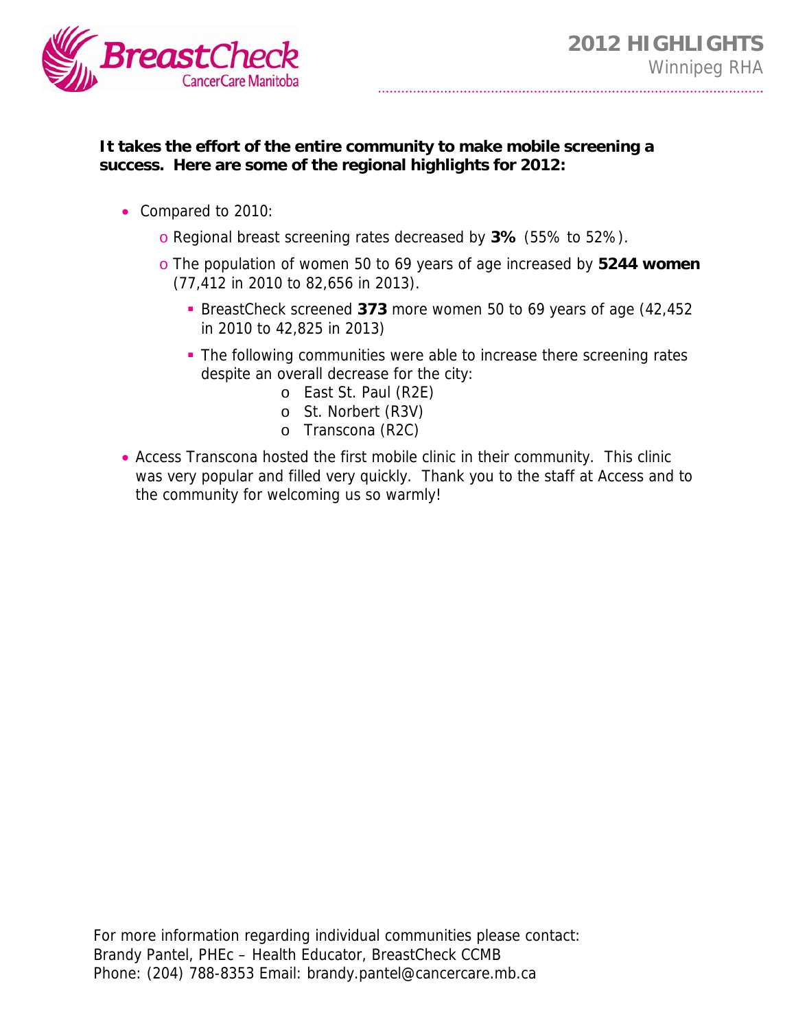BreastCheck
CancerCare Manitoba

# 2012 HIGHLIGHTS

Winnipeg RHA

**It takes the effort of the entire community to make mobile screening a success. Here are some of the regional highlights for 2012:**

- Compared to 2010:
  - Regional breast screening rates decreased by **3%** (55% to 52%).
  - The population of women 50 to 69 years of age increased by **5244 women** (77,412 in 2010 to 82,656 in 2013).
    - BreastCheck screened **373** more women 50 to 69 years of age (42,452 in 2010 to 42,825 in 2013)
    - The following communities were able to increase there screening rates despite an overall decrease for the city:
      - East St. Paul (R2E)
      - St. Norbert (R3V)
      - Transcona (R2C)
- Access Transcona hosted the first mobile clinic in their community. This clinic was very popular and filled very quickly. Thank you to the staff at Access and to the community for welcoming us so warmly!

For more information regarding individual communities please contact:
Brandy Pantel, PHEc – Health Educator, BreastCheck CCMB
Phone: (204) 788-8353 Email: brandy.pantel@cancercare.mb.ca